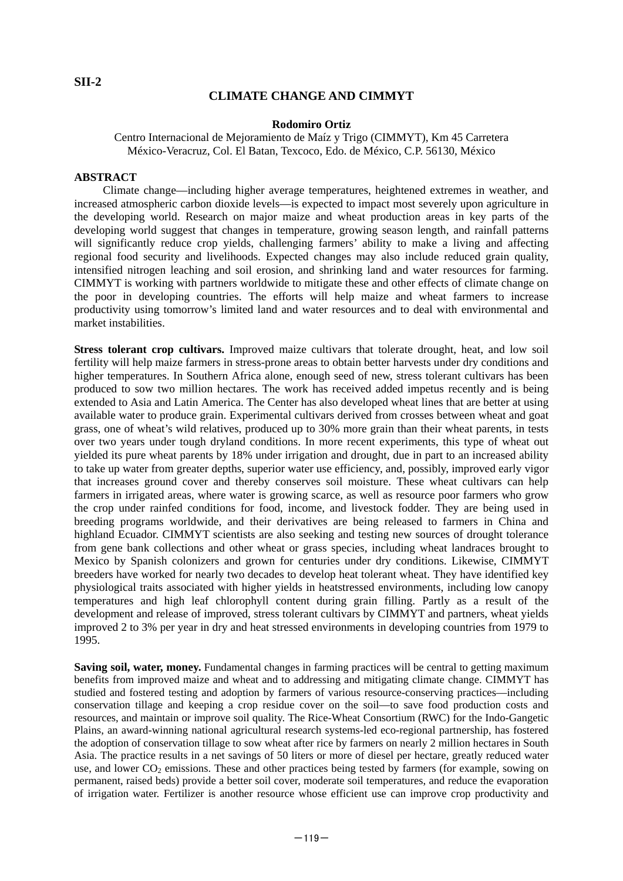SII-2

# CLIMATE CHANGE AND CIMMYT

**Rodomiro Ortiz**

Centro Internacional de Mejoramiento de Maíz y Trigo (CIMMYT), Km 45 Carretera México-Veracruz, Col. El Batan, Texcoco, Edo. de México, C.P. 56130, México

## ABSTRACT

Climate change—including higher average temperatures, heightened extremes in weather, and increased atmospheric carbon dioxide levels—is expected to impact most severely upon agriculture in the developing world. Research on major maize and wheat production areas in key parts of the developing world suggest that changes in temperature, growing season length, and rainfall patterns will significantly reduce crop yields, challenging farmers' ability to make a living and affecting regional food security and livelihoods. Expected changes may also include reduced grain quality, intensified nitrogen leaching and soil erosion, and shrinking land and water resources for farming. CIMMYT is working with partners worldwide to mitigate these and other effects of climate change on the poor in developing countries. The efforts will help maize and wheat farmers to increase productivity using tomorrow's limited land and water resources and to deal with environmental and market instabilities.

**Stress tolerant crop cultivars.** Improved maize cultivars that tolerate drought, heat, and low soil fertility will help maize farmers in stress-prone areas to obtain better harvests under dry conditions and higher temperatures. In Southern Africa alone, enough seed of new, stress tolerant cultivars has been produced to sow two million hectares. The work has received added impetus recently and is being extended to Asia and Latin America. The Center has also developed wheat lines that are better at using available water to produce grain. Experimental cultivars derived from crosses between wheat and goat grass, one of wheat's wild relatives, produced up to 30% more grain than their wheat parents, in tests over two years under tough dryland conditions. In more recent experiments, this type of wheat out yielded its pure wheat parents by 18% under irrigation and drought, due in part to an increased ability to take up water from greater depths, superior water use efficiency, and, possibly, improved early vigor that increases ground cover and thereby conserves soil moisture. These wheat cultivars can help farmers in irrigated areas, where water is growing scarce, as well as resource poor farmers who grow the crop under rainfed conditions for food, income, and livestock fodder. They are being used in breeding programs worldwide, and their derivatives are being released to farmers in China and highland Ecuador. CIMMYT scientists are also seeking and testing new sources of drought tolerance from gene bank collections and other wheat or grass species, including wheat landraces brought to Mexico by Spanish colonizers and grown for centuries under dry conditions. Likewise, CIMMYT breeders have worked for nearly two decades to develop heat tolerant wheat. They have identified key physiological traits associated with higher yields in heatstressed environments, including low canopy temperatures and high leaf chlorophyll content during grain filling. Partly as a result of the development and release of improved, stress tolerant cultivars by CIMMYT and partners, wheat yields improved 2 to 3% per year in dry and heat stressed environments in developing countries from 1979 to 1995.

**Saving soil, water, money.** Fundamental changes in farming practices will be central to getting maximum benefits from improved maize and wheat and to addressing and mitigating climate change. CIMMYT has studied and fostered testing and adoption by farmers of various resource-conserving practices—including conservation tillage and keeping a crop residue cover on the soil—to save food production costs and resources, and maintain or improve soil quality. The Rice-Wheat Consortium (RWC) for the Indo-Gangetic Plains, an award-winning national agricultural research systems-led eco-regional partnership, has fostered the adoption of conservation tillage to sow wheat after rice by farmers on nearly 2 million hectares in South Asia. The practice results in a net savings of 50 liters or more of diesel per hectare, greatly reduced water use, and lower $CO_2$ emissions. These and other practices being tested by farmers (for example, sowing on permanent, raised beds) provide a better soil cover, moderate soil temperatures, and reduce the evaporation of irrigation water. Fertilizer is another resource whose efficient use can improve crop productivity and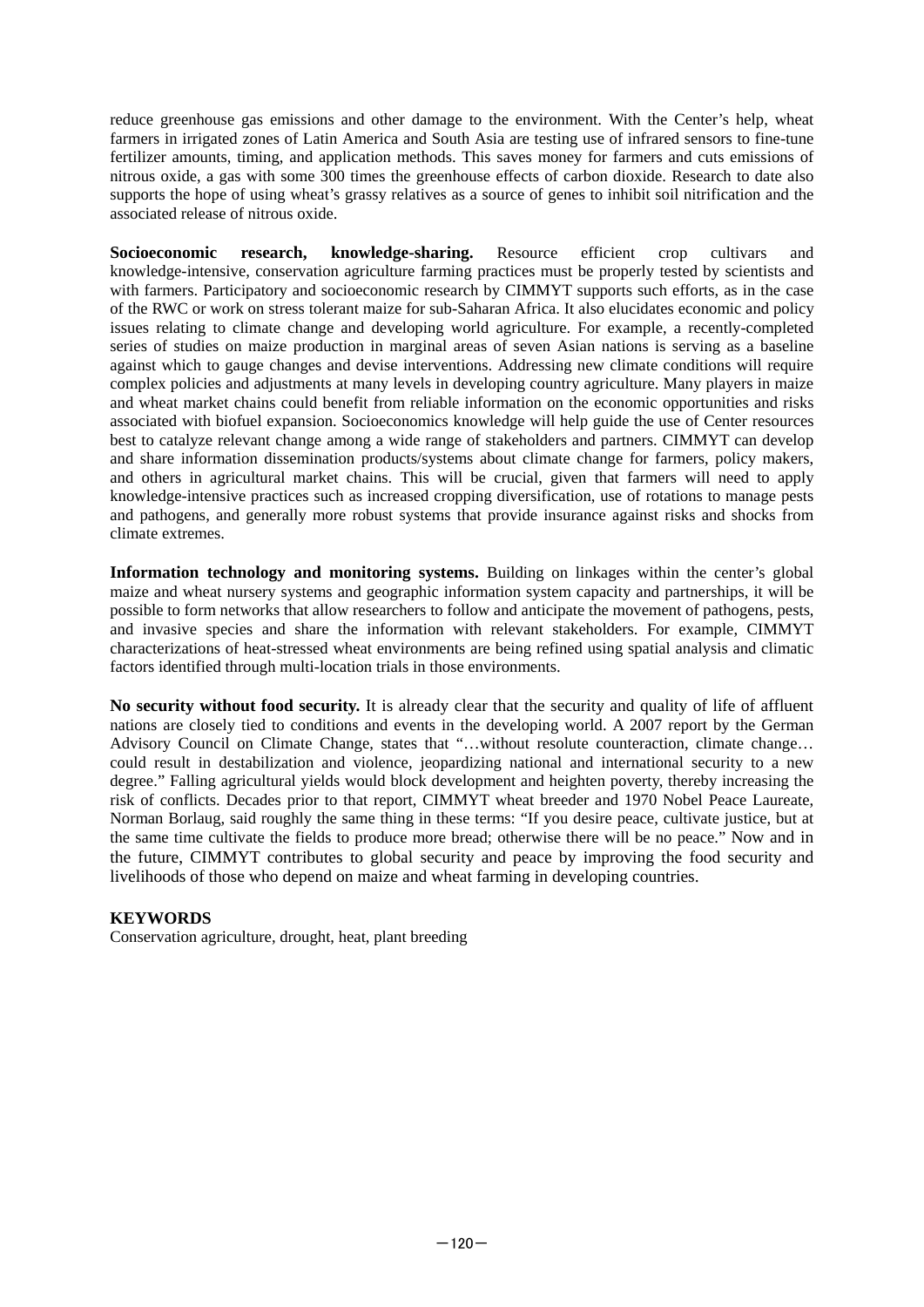reduce greenhouse gas emissions and other damage to the environment. With the Center's help, wheat farmers in irrigated zones of Latin America and South Asia are testing use of infrared sensors to fine-tune fertilizer amounts, timing, and application methods. This saves money for farmers and cuts emissions of nitrous oxide, a gas with some 300 times the greenhouse effects of carbon dioxide. Research to date also supports the hope of using wheat's grassy relatives as a source of genes to inhibit soil nitrification and the associated release of nitrous oxide.

**Socioeconomic research, knowledge-sharing.** Resource efficient crop cultivars and knowledge-intensive, conservation agriculture farming practices must be properly tested by scientists and with farmers. Participatory and socioeconomic research by CIMMYT supports such efforts, as in the case of the RWC or work on stress tolerant maize for sub-Saharan Africa. It also elucidates economic and policy issues relating to climate change and developing world agriculture. For example, a recently-completed series of studies on maize production in marginal areas of seven Asian nations is serving as a baseline against which to gauge changes and devise interventions. Addressing new climate conditions will require complex policies and adjustments at many levels in developing country agriculture. Many players in maize and wheat market chains could benefit from reliable information on the economic opportunities and risks associated with biofuel expansion. Socioeconomics knowledge will help guide the use of Center resources best to catalyze relevant change among a wide range of stakeholders and partners. CIMMYT can develop and share information dissemination products/systems about climate change for farmers, policy makers, and others in agricultural market chains. This will be crucial, given that farmers will need to apply knowledge-intensive practices such as increased cropping diversification, use of rotations to manage pests and pathogens, and generally more robust systems that provide insurance against risks and shocks from climate extremes.

**Information technology and monitoring systems.** Building on linkages within the center's global maize and wheat nursery systems and geographic information system capacity and partnerships, it will be possible to form networks that allow researchers to follow and anticipate the movement of pathogens, pests, and invasive species and share the information with relevant stakeholders. For example, CIMMYT characterizations of heat-stressed wheat environments are being refined using spatial analysis and climatic factors identified through multi-location trials in those environments.

**No security without food security.** It is already clear that the security and quality of life of affluent nations are closely tied to conditions and events in the developing world. A 2007 report by the German Advisory Council on Climate Change, states that "…without resolute counteraction, climate change… could result in destabilization and violence, jeopardizing national and international security to a new degree." Falling agricultural yields would block development and heighten poverty, thereby increasing the risk of conflicts. Decades prior to that report, CIMMYT wheat breeder and 1970 Nobel Peace Laureate, Norman Borlaug, said roughly the same thing in these terms: "If you desire peace, cultivate justice, but at the same time cultivate the fields to produce more bread; otherwise there will be no peace." Now and in the future, CIMMYT contributes to global security and peace by improving the food security and livelihoods of those who depend on maize and wheat farming in developing countries.

**KEYWORDS**

Conservation agriculture, drought, heat, plant breeding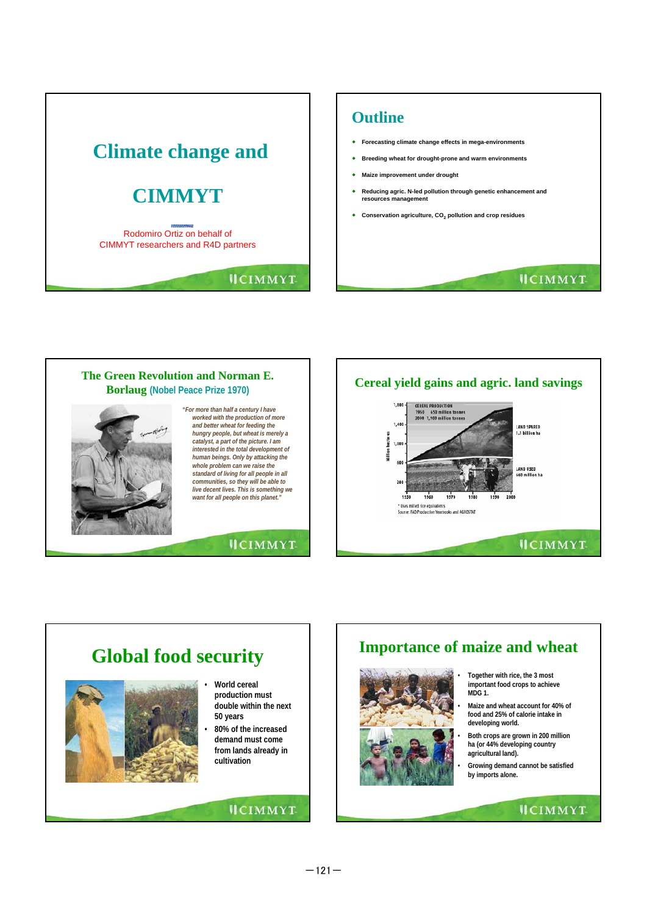# Climate change and CIMMYT

Rodomiro Ortiz on behalf of
CIMMYT researchers and R4D partners

CIMMYT

## Outline

- Forecasting climate change effects in mega-environments
- Breeding wheat for drought-prone and warm environments
- Maize improvement under drought
- Reducing agric. N-led pollution through genetic enhancement and resources management
- Conservation agriculture, $CO_2$ pollution and crop residues

CIMMYT

## The Green Revolution and Norman E. Borlaug (Nobel Peace Prize 1970)

*"For more than half a century I have worked with the production of more and better wheat for feeding the hungry people, but wheat is merely a catalyst, a part of the picture. I am interested in the total development of human beings. Only by attacking the whole problem can we raise the standard of living for all people in all communities, so they will be able to live decent lives. This is something we want for all people on this planet."*

CIMMYT

## Cereal yield gains and agric. land savings

CEREAL PRODUCTION
1950 650 million tonnes
2000 1,900 million tonnes

LAND SPARED
1.1 billion ha

LAND USED
660 million ha

Million hectares

1,800
1,400
1,000
600
200

1950 1960 1970 1980 1990 2000

* Uses milled rice equivalents
Source: FAO Production Yearbooks and AGROSTAT

CIMMYT

## Global food security

- World cereal production must double within the next 50 years
- 80% of the increased demand must come from lands already in cultivation

CIMMYT

## Importance of maize and wheat

- Together with rice, the 3 most important food crops to achieve MDG 1.
- Maize and wheat account for 40% of food and 25% of calorie intake in developing world.
- Both crops are grown in 200 million ha (or 44% developing country agricultural land).
- Growing demand cannot be satisfied by imports alone.

CIMMYT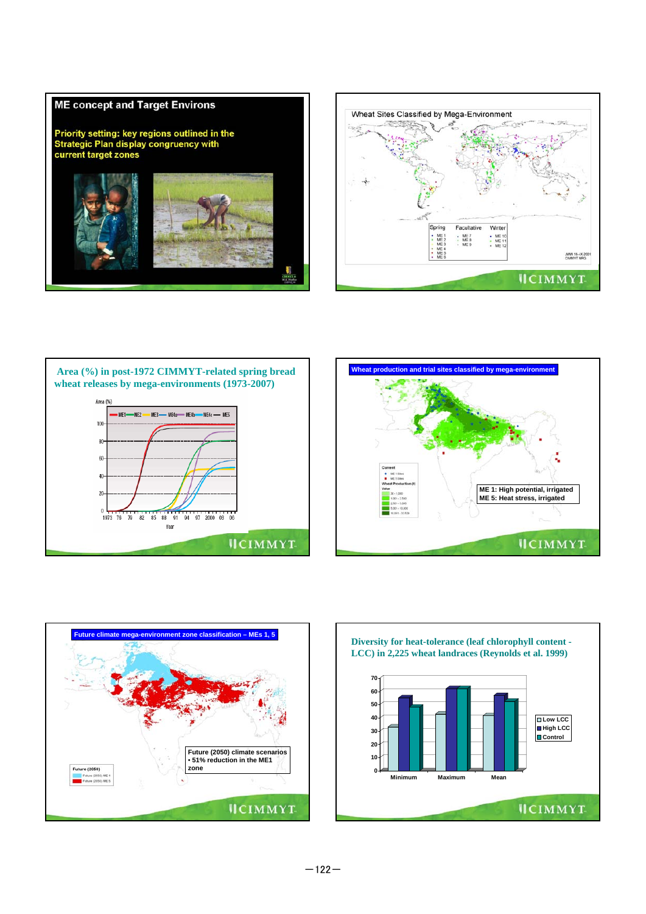## ME concept and Target Environs

Priority setting: key regions outlined in the Strategic Plan display congruency with current target zones

## Wheat Sites Classified by Mega-Environment

Spring
- ME 1
- ME 2
- ME 3
- ME 4
- ME 5
- ME 6

Facultative
- ME 7
- ME 8
- ME 9

Winter
- ME 10
- ME 11
- ME 12

JWM 15–IX-2001
CIMMYT NRG

CIMMYT

## Area (%) in post-1972 CIMMYT-related spring bread wheat releases by mega-environments (1973-2007)

Area (%)

ME1 ME2 ME3 ME4a ME4b ME4c ME5

100
80
60
40
20
0

1973 76 79 82 85 88 91 94 97 2000 03 06

Year

CIMMYT

## Wheat production and trial sites classified by mega-environment

Current
- ME 1 Sites
- ME 5 Sites

Wheat Production (t)
Value
- 30 - 1,000
- 1,001 - 2,500
- 2,501 - 5,000
- 5,001 - 10,000
- 10,001 - 33,929

ME 1: High potential, irrigated
ME 5: Heat stress, irrigated

CIMMYT

## Future climate mega-environment zone classification – MEs 1, 5

Future (2050)
- Future (2050) ME 1
- Future (2050) ME 5

Future (2050) climate scenarios
• 51% reduction in the ME1 zone

CIMMYT

## Diversity for heat-tolerance (leaf chlorophyll content - LCC) in 2,225 wheat landraces (Reynolds et al. 1999)

70
60
50
40
30
20
10
0

Minimum Maximum Mean

Low LCC
High LCC
Control

CIMMYT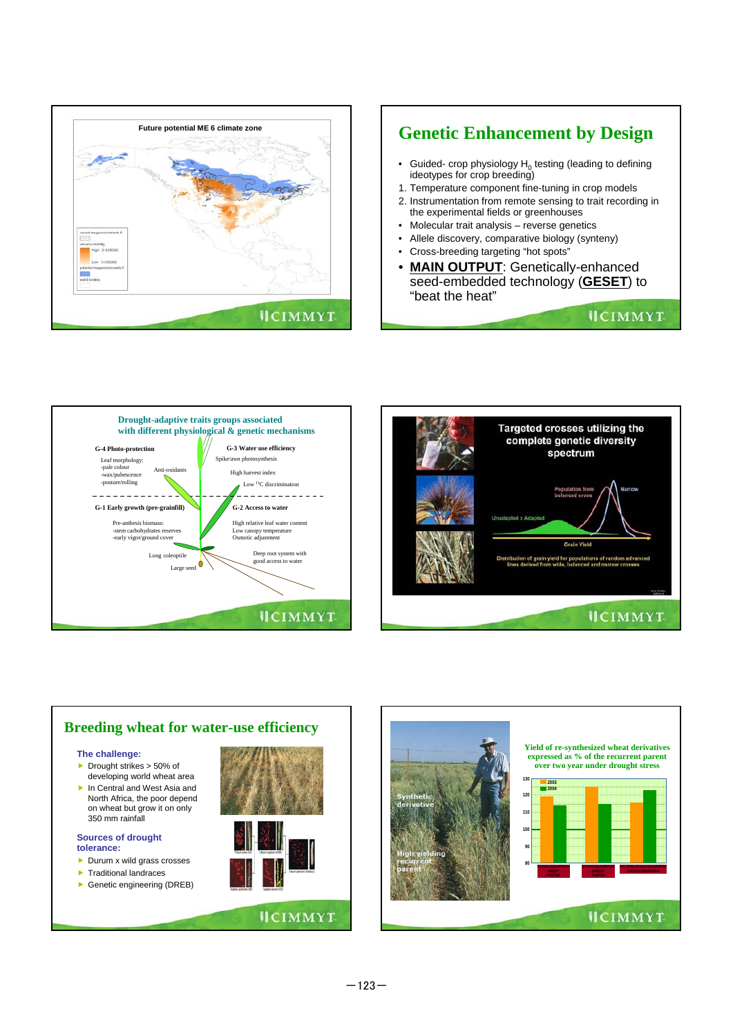Future potential ME 6 climate zone

current megaenvironment 6

wheat probability

High : 0.829090

Low : 0.038060

potential megaenvironment 6

world borders

## Genetic Enhancement by Design

- Guided- crop physiology $H_0$ testing (leading to defining ideotypes for crop breeding)
1. Temperature component fine-tuning in crop models
2. Instrumentation from remote sensing to trait recording in the experimental fields or greenhouses
- Molecular trait analysis – reverse genetics
- Allele discovery, comparative biology (synteny)
- Cross-breeding targeting "hot spots"
- **MAIN OUTPUT**: Genetically-enhanced seed-embedded technology (**GESET**) to "beat the heat"

Drought-adaptive traits groups associated with different physiological & genetic mechanisms

**G-4 Photo-protection**

Leaf morphology:
-pale colour
-wax/pubescence
-posture/rolling

Anti-oxidants

**G-3 Water use efficiency**

Spike/awn photosynthesis

High harvest index

Low $^{13}C$ discrimination

**G-1 Early growth (pre-grainfill)**

Pre-anthesis biomass:
-stem carbohydrates reserves
-early vigor/ground cover

Long coleoptile

Large seed

**G-2 Access to water**

High relative leaf water content
Low canopy temperature
Osmotic adjustment

Deep root system with good access to water

Targeted crosses utilizing the complete genetic diversity spectrum

Population from balanced cross

Narrow

Unadapted x Adapted

Grain Yield

Distribution of grain yield for populations of random advanced lines derived from wide, balanced and narrow crosses

## Breeding wheat for water-use efficiency

**The challenge:**

- Drought strikes > 50% of developing world wheat area
- In Central and West Asia and North Africa, the poor depend on wheat but grow it on only 350 mm rainfall

**Sources of drought tolerance:**

- Durum x wild grass crosses
- Traditional landraces
- Genetic engineering (DREB)

Synthetic derivative

High yielding recurrent parent

Yield of re-synthesized wheat derivatives expressed as % of the recurrent parent over two year under drought stress

2003

2004

130

120

110

100

90

80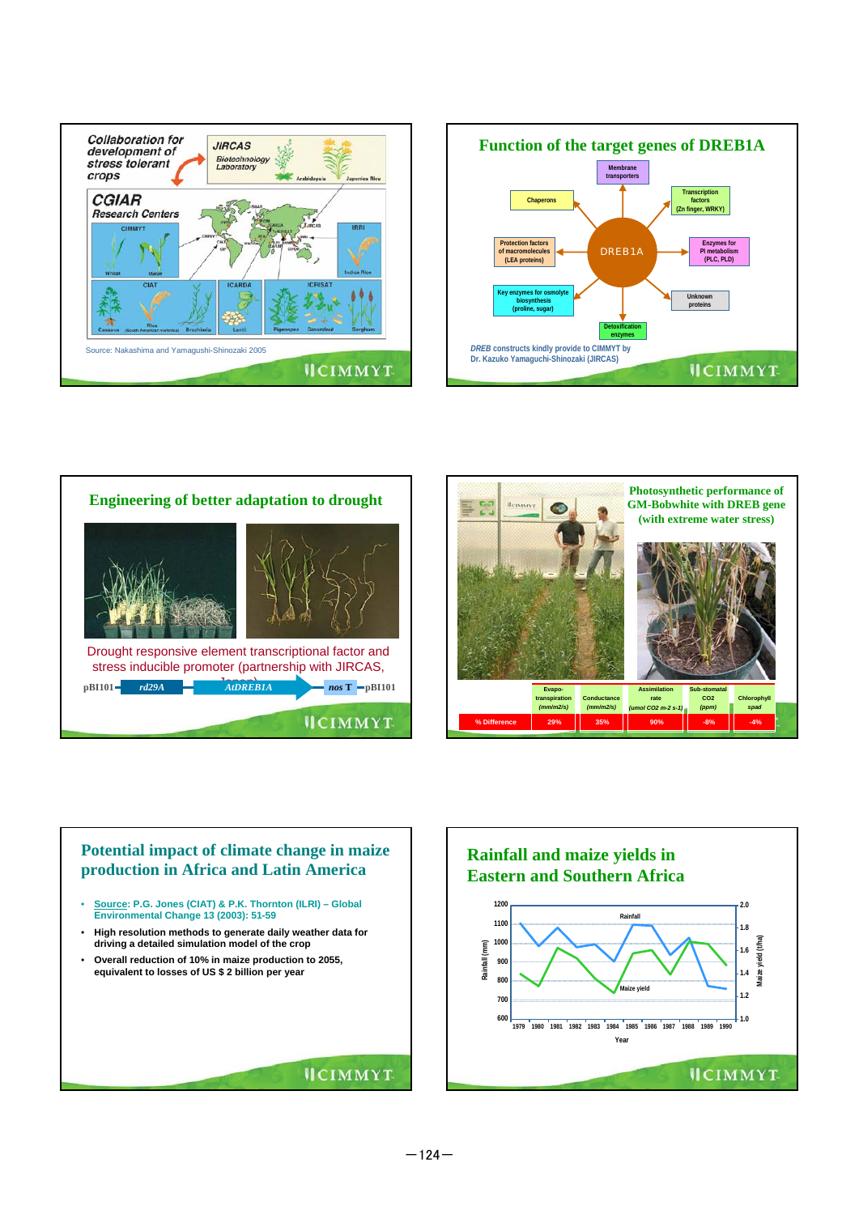Collaboration for development of stress tolerant crops

JIRCAS Biotechnology Laboratory

Arabidopsis Japonica Rice

CGIAR Research Centers

CIMMYT IRRI CIAT ICARDA ICRISAT

Wheat Maize Indica Rice Cassava Rice (South American varieties) Brachiaria Lentil Pigeonpea Groundnut Sorghum

Source: Nakashima and Yamagushi-Shinozaki 2005

CIMMYT

## Function of the target genes of DREB1A

DREB1A

Membrane transporters

Transcription factors (Zn finger, WRKY)

Enzymes for PI metabolism (PLC, PLD)

Unknown proteins

Detoxification enzymes

Key enzymes for osmolyte biosynthesis (proline, sugar)

Protection factors of macromolecules (LEA proteins)

Chaperons

*DREB* constructs kindly provide to CIMMYT by Dr. Kazuko Yamaguchi-Shinozaki (JIRCAS)

CIMMYT

## Engineering of better adaptation to drought

Drought responsive element transcriptional factor and stress inducible promoter (partnership with JIRCAS, Japan)

pBI101 — *rd29A* — *AtDREB1A* — *nos* T — pBI101

CIMMYT

## Photosynthetic performance of GM-Bobwhite with DREB gene (with extreme water stress)

| | Evapo-transpiration (mm/m2/s) | Conductance (mm/m2/s) | Assimilation rate (umol CO2 m-2 s-1) | Sub-stomatal CO2 (ppm) | Chlorophyll spad |
|---|---|---|---|---|---|
| % Difference | 29% | 35% | 90% | -8% | -4% |

CIMMYT

## Potential impact of climate change in maize production in Africa and Latin America

- Source: P.G. Jones (CIAT) & P.K. Thornton (ILRI) – Global Environmental Change 13 (2003): 51-59
- High resolution methods to generate daily weather data for driving a detailed simulation model of the crop
- Overall reduction of 10% in maize production to 2055, equivalent to losses of US $ 2 billion per year

CIMMYT

## Rainfall and maize yields in Eastern and Southern Africa

Rainfall (mm)

1200
1100
1000
900
800
700
600

Maize yield (t/ha)

2.0
1.8
1.6
1.4
1.2
1.0

Rainfall

Maize yield

1979 1980 1981 1982 1983 1984 1985 1986 1987 1988 1989 1990

Year

CIMMYT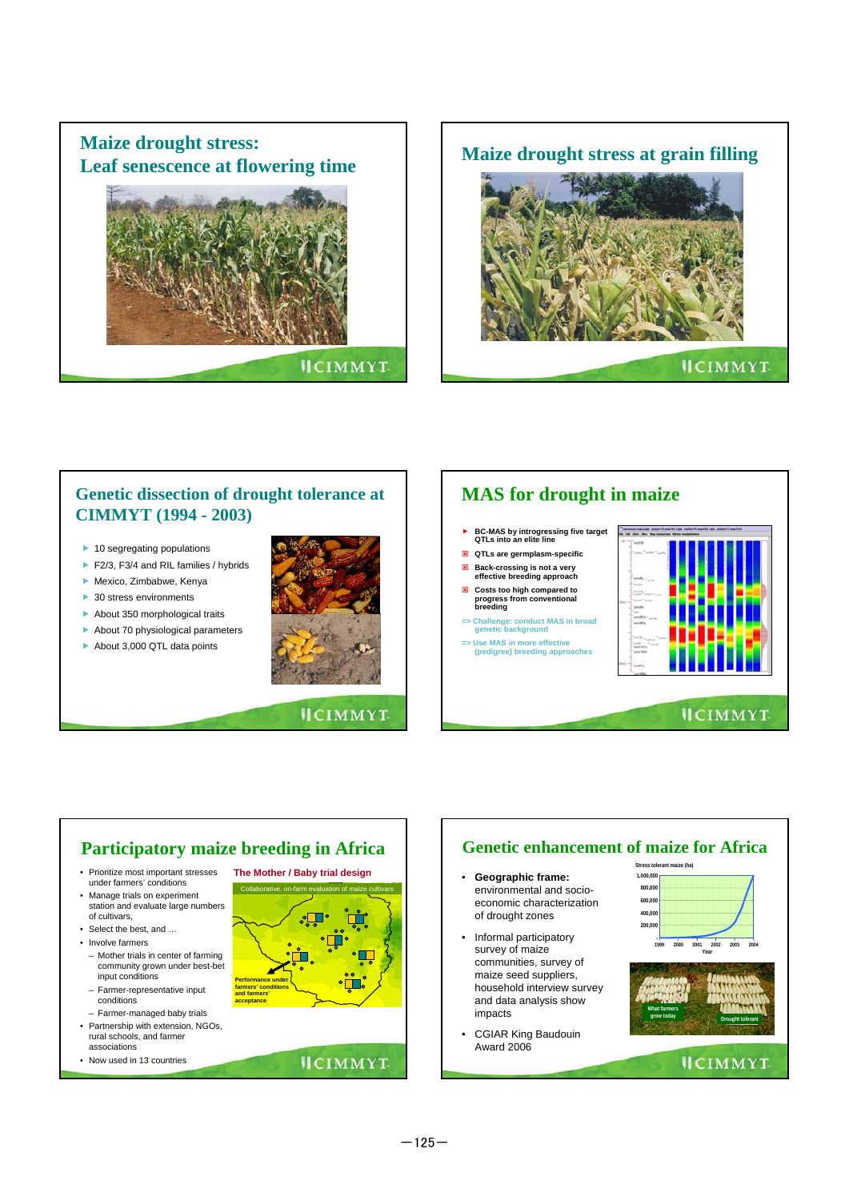## Maize drought stress: Leaf senescence at flowering time

CIMMYT

## Maize drought stress at grain filling

CIMMYT

## Genetic dissection of drought tolerance at CIMMYT (1994 - 2003)

- 10 segregating populations
- F2/3, F3/4 and RIL families / hybrids
- Mexico, Zimbabwe, Kenya
- 30 stress environments
- About 350 morphological traits
- About 70 physiological parameters
- About 3,000 QTL data points

CIMMYT

## MAS for drought in maize

- **BC-MAS by introgressing five target QTLs into an elite line**
- **QTLs are germplasm-specific**
- **Back-crossing is not a very effective breeding approach**
- **Costs too high compared to progress from conventional breeding**

=> Challenge: conduct MAS in broad genetic background

=> Use MAS in more effective (pedigree) breeding approaches

CIMMYT

## Participatory maize breeding in Africa

- Prioritize most important stresses under farmers' conditions
- Manage trials on experiment station and evaluate large numbers of cultivars,
- Select the best, and …
- Involve farmers
  - Mother trials in center of farming community grown under best-bet input conditions
  - Farmer-representative input conditions
  - Farmer-managed baby trials
- Partnership with extension, NGOs, rural schools, and farmer associations
- Now used in 13 countries

**The Mother / Baby trial design**

Collaborative, on-farm evaluation of maize cultivars

Performance under farmers' conditions and farmers' acceptance

CIMMYT

## Genetic enhancement of maize for Africa

- **Geographic frame:** environmental and socio-economic characterization of drought zones
- Informal participatory survey of maize communities, survey of maize seed suppliers, household interview survey and data analysis show impacts
- CGIAR King Baudouin Award 2006

Stress tolerant maize (ha)

1,000,000
800,000
600,000
400,000
200,000

1999 2000 2001 2002 2003 2004

Year

What farmers grow today

Drought tolerant

CIMMYT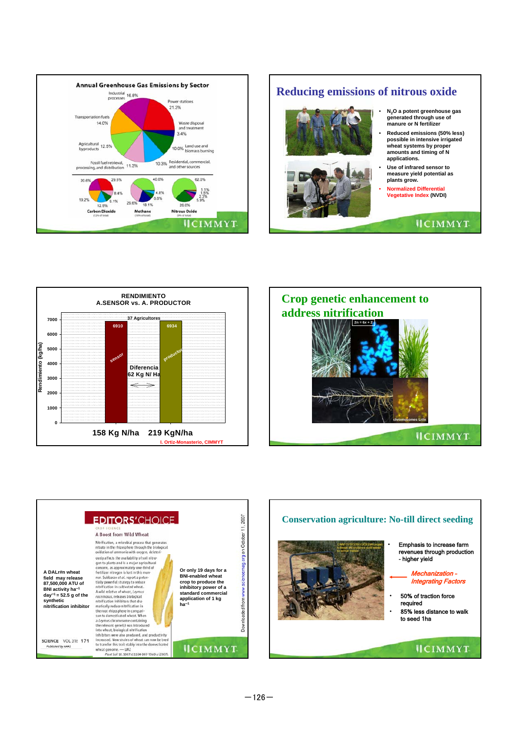## Annual Greenhouse Gas Emissions by Sector

Industrial processes 16.8%
Power stations 21.3%
Transportation fuels 14.0%
Waste disposal and treatment 3.4%
Agricultural byproducts 12.5%
Land use and biomass burning 10.0%
Fossil fuel retrieval, processing, and distribution 11.3%
Residential, commercial, and other sources 10.3%

Carbon Dioxide: 20.6%, 29.5%, 8.4%, 19.2%, 12.9%, 8.1%
Methane: 40.0%, 4.8%, 6.6%, 29.6%, 18.1%
Nitrous Oxide: 62.0%, 1.1%, 1.5%, 2.3%, 5.9%, 26.0%

CIMMYT

## Reducing emissions of nitrous oxide

- $N_2O$ a potent greenhouse gas generated through use of manure or N fertilizer
- Reduced emissions (50% less) possible in intensive irrigated wheat systems by proper amounts and timing of N applications.
- Use of infrared sensor to measure yield potential as plants grow.
- Normalized Differential Vegetative Index (NVDI)

CIMMYT

## RENDIMIENTO A.SENSOR vs. A. PRODUCTOR

37 Agricultores

Rendimiento (kg/ha)

0, 1000, 2000, 3000, 4000, 5000, 6000, 7000

sensor 6910

productor 6934

Diferencia 62 Kg N/ Ha

158 Kg N/ha 219 KgN/ha

I. Ortiz-Monasterio, CIMMYT

## Crop genetic enhancement to address nitrification

2n = 6x + 2

chromosomes Lr#n

CIMMYT

## EDITORS' CHOICE

CROP SCIENCE

A Boost from Wild Wheat

Nitrification, a microbial process that generates nitrate in the rhizosphere through the biological oxidation of ammonia with oxygen, deleteriously affects the availability of soil nitrogen to plants and is a major agricultural concern, as approximately one-third of fertilizer nitrogen is lost in this manner. Subbarao et al. report a potentially powerful strategy to reduce nitrification in cultivated wheat. A wild relative of wheat, Leymus racemosus, releases biological nitrification inhibitors that dramatically reduce nitrification in the root rhizosphere in comparison to domesticated wheat. When a Leymus chromosome containing the relevant gene(s) was introduced into wheat, biological nitrification inhibitors were also produced, and productivity increased. New strains of wheat can now be bred to transfer this trait stably into the domesticated wheat genome. — LMZ

Plant Soil 10.1007/s11104-007-9360-z (2007).

SCIENCE VOL 318 171

Published by AAAS

A DALr#n wheat field may release 87,500,000 ATU of BNI activity $ha^{-1}$ $day^{-1}$ = 52.5 g of the synthetic nitrification inhibitor

Or only 19 days for a BNI-enabled wheat crop to produce the inhibitory power of a standard commercial application of 1 kg $ha^{-1}$

Downloaded from www.sciencemag.org on October 11, 2007

CIMMYT

## Conservation agriculture: No-till direct seeding

- Emphasis to increase farm revenues through production – higher yield

*Mechanization - Integrating Factors*

- 50% of traction force required
- 85% less distance to walk to seed 1ha

CIMMYT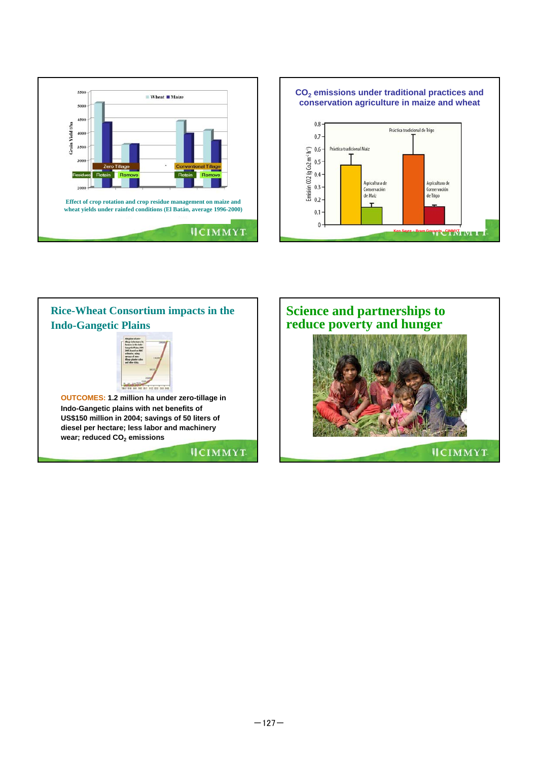5500
5000
4500
4000
3500
3000
2000

Grain Yield t/ha

Wheat ■ Maize

Zero Tillage

Conventional Tillage

Residues Retain Remove Retain Remove

Effect of crop rotation and crop residue management on maize and wheat yields under rainfed conditions (El Batán, average 1996-2000)

CIMMYT

## $CO_2$ emissions under traditional practices and conservation agriculture in maize and wheat

0.8
0.7
0.6
0.5
0.4
0.3
0.2
0.1
0

Emisión (CO2 (g Co2 $m^{-2}$ $h^{-1}$)

Práctica tradicional Maíz

Agricultura de Conservación de Maíz

Práctica tradicional de Trigo

Agricultura de Conservación de Trigo

Ken Sayre – Bram Govaerts, CIMMYT

CIMMYT

## Rice-Wheat Consortium impacts in the Indo-Gangetic Plains

**OUTCOMES:** **1.2 million ha under zero-tillage in Indo-Gangetic plains with net benefits of US$150 million in 2004; savings of 50 liters of diesel per hectare; less labor and machinery wear; reduced $CO_2$ emissions**

CIMMYT

## Science and partnerships to reduce poverty and hunger

CIMMYT